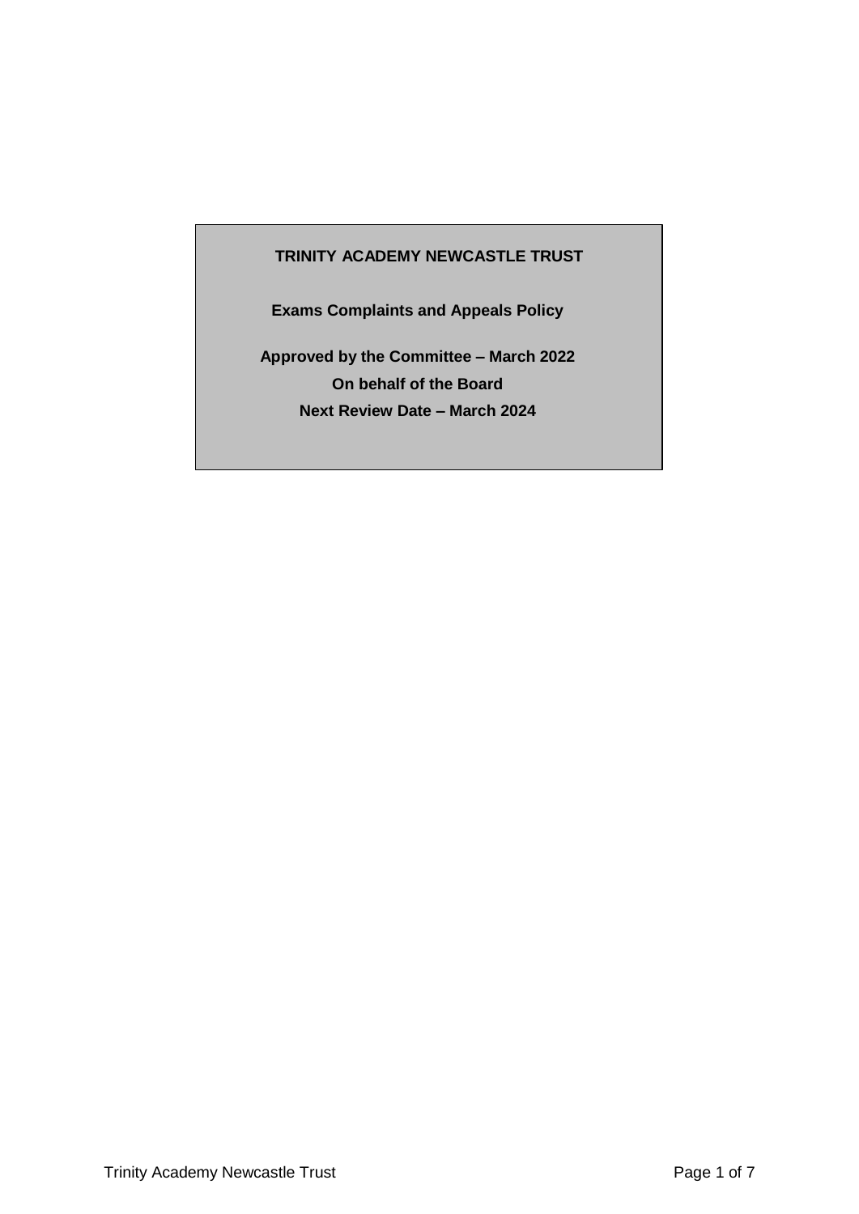**TRINITY ACADEMY NEWCASTLE TRUST**

**Exams Complaints and Appeals Policy**

**Approved by the Committee – March 2022**

**On behalf of the Board**

**Next Review Date – March 2024**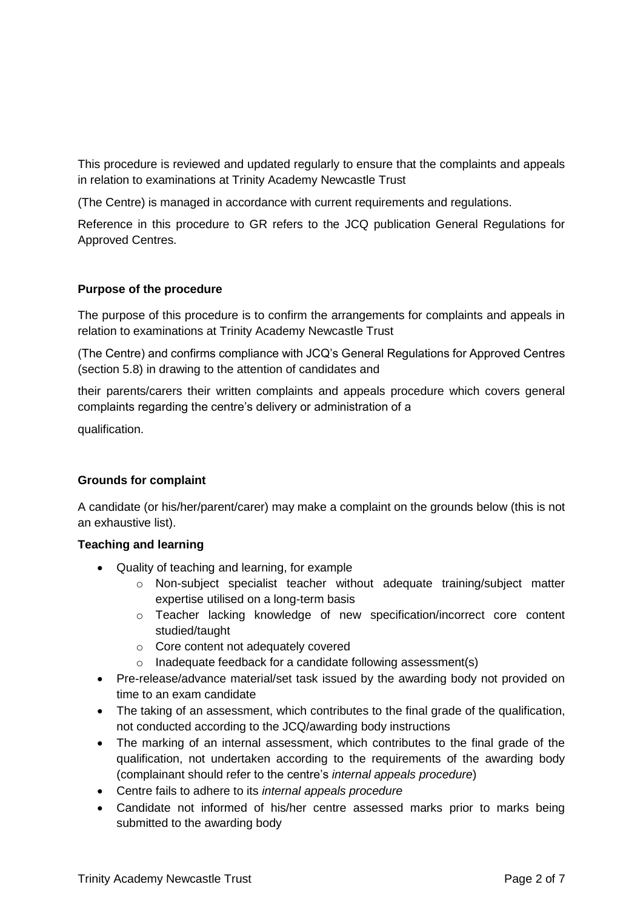This procedure is reviewed and updated regularly to ensure that the complaints and appeals in relation to examinations at Trinity Academy Newcastle Trust

(The Centre) is managed in accordance with current requirements and regulations.

Reference in this procedure to GR refers to the JCQ publication General Regulations for Approved Centres.

**Purpose of the procedure**

The purpose of this procedure is to confirm the arrangements for complaints and appeals in relation to examinations at Trinity Academy Newcastle Trust

(The Centre) and confirms compliance with JCQ's General Regulations for Approved Centres (section 5.8) in drawing to the attention of candidates and

their parents/carers their written complaints and appeals procedure which covers general complaints regarding the centre's delivery or administration of a

qualification.

**Grounds for complaint**

A candidate (or his/her/parent/carer) may make a complaint on the grounds below (this is not an exhaustive list).

**Teaching and learning**

- Quality of teaching and learning, for example
  - Non-subject specialist teacher without adequate training/subject matter expertise utilised on a long-term basis
  - Teacher lacking knowledge of new specification/incorrect core content studied/taught
  - Core content not adequately covered
  - Inadequate feedback for a candidate following assessment(s)
- Pre-release/advance material/set task issued by the awarding body not provided on time to an exam candidate
- The taking of an assessment, which contributes to the final grade of the qualification, not conducted according to the JCQ/awarding body instructions
- The marking of an internal assessment, which contributes to the final grade of the qualification, not undertaken according to the requirements of the awarding body (complainant should refer to the centre's *internal appeals procedure*)
- Centre fails to adhere to its *internal appeals procedure*
- Candidate not informed of his/her centre assessed marks prior to marks being submitted to the awarding body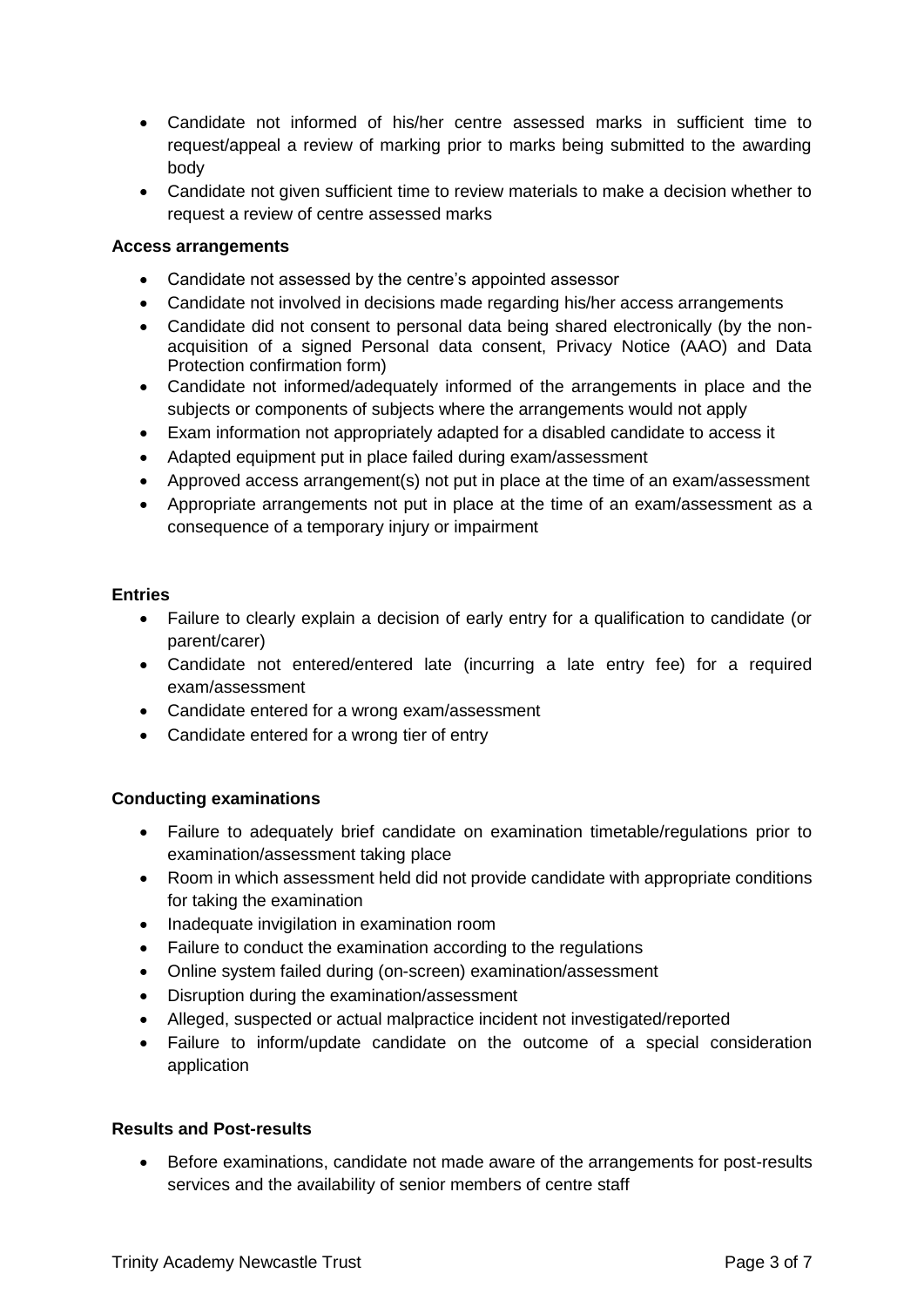- Candidate not informed of his/her centre assessed marks in sufficient time to request/appeal a review of marking prior to marks being submitted to the awarding body
- Candidate not given sufficient time to review materials to make a decision whether to request a review of centre assessed marks

**Access arrangements**

- Candidate not assessed by the centre's appointed assessor
- Candidate not involved in decisions made regarding his/her access arrangements
- Candidate did not consent to personal data being shared electronically (by the non-acquisition of a signed Personal data consent, Privacy Notice (AAO) and Data Protection confirmation form)
- Candidate not informed/adequately informed of the arrangements in place and the subjects or components of subjects where the arrangements would not apply
- Exam information not appropriately adapted for a disabled candidate to access it
- Adapted equipment put in place failed during exam/assessment
- Approved access arrangement(s) not put in place at the time of an exam/assessment
- Appropriate arrangements not put in place at the time of an exam/assessment as a consequence of a temporary injury or impairment

**Entries**

- Failure to clearly explain a decision of early entry for a qualification to candidate (or parent/carer)
- Candidate not entered/entered late (incurring a late entry fee) for a required exam/assessment
- Candidate entered for a wrong exam/assessment
- Candidate entered for a wrong tier of entry

**Conducting examinations**

- Failure to adequately brief candidate on examination timetable/regulations prior to examination/assessment taking place
- Room in which assessment held did not provide candidate with appropriate conditions for taking the examination
- Inadequate invigilation in examination room
- Failure to conduct the examination according to the regulations
- Online system failed during (on-screen) examination/assessment
- Disruption during the examination/assessment
- Alleged, suspected or actual malpractice incident not investigated/reported
- Failure to inform/update candidate on the outcome of a special consideration application

**Results and Post-results**

- Before examinations, candidate not made aware of the arrangements for post-results services and the availability of senior members of centre staff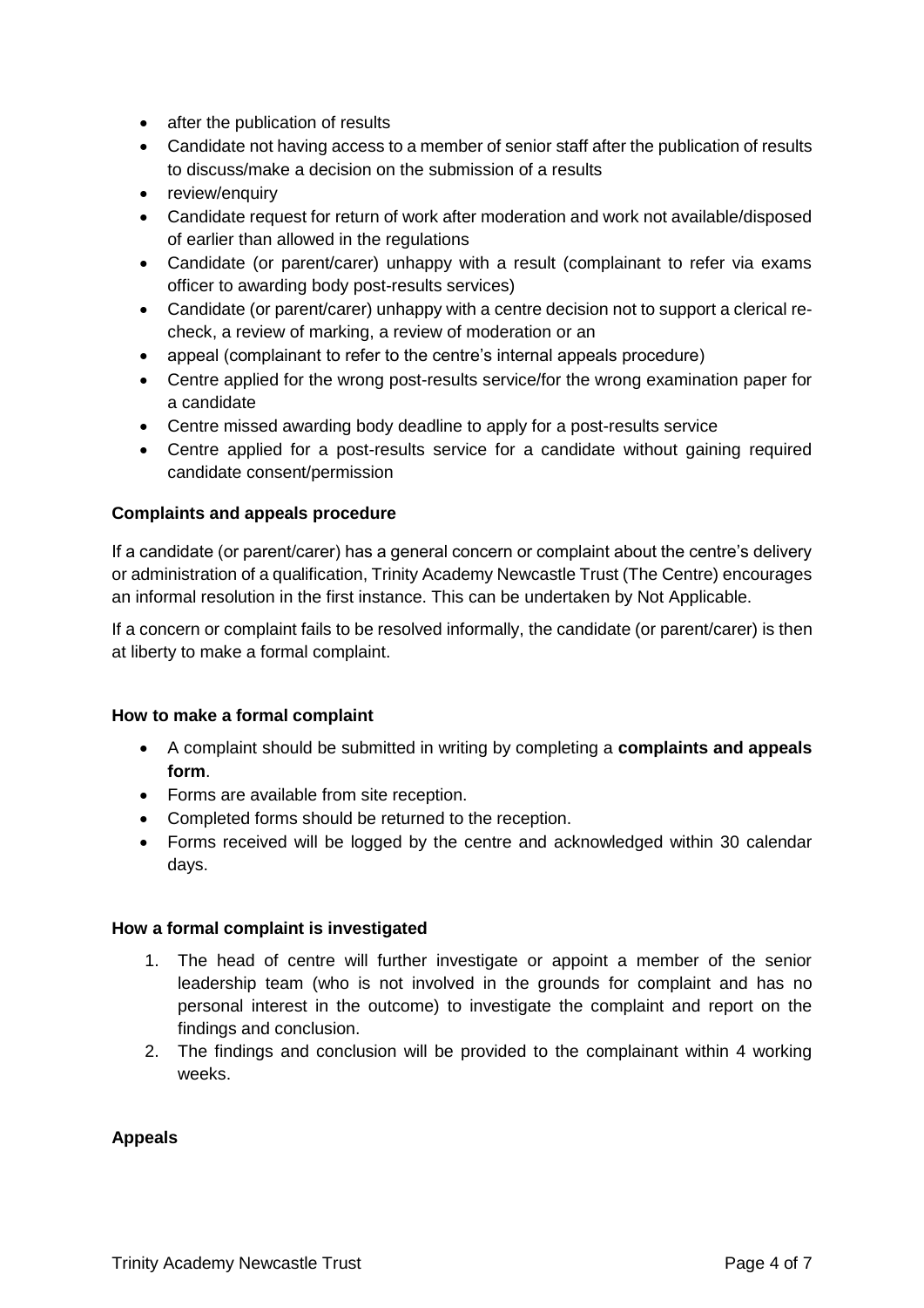- after the publication of results
- Candidate not having access to a member of senior staff after the publication of results to discuss/make a decision on the submission of a results
- review/enquiry
- Candidate request for return of work after moderation and work not available/disposed of earlier than allowed in the regulations
- Candidate (or parent/carer) unhappy with a result (complainant to refer via exams officer to awarding body post-results services)
- Candidate (or parent/carer) unhappy with a centre decision not to support a clerical re-check, a review of marking, a review of moderation or an
- appeal (complainant to refer to the centre's internal appeals procedure)
- Centre applied for the wrong post-results service/for the wrong examination paper for a candidate
- Centre missed awarding body deadline to apply for a post-results service
- Centre applied for a post-results service for a candidate without gaining required candidate consent/permission

**Complaints and appeals procedure**

If a candidate (or parent/carer) has a general concern or complaint about the centre's delivery or administration of a qualification, Trinity Academy Newcastle Trust (The Centre) encourages an informal resolution in the first instance. This can be undertaken by Not Applicable.

If a concern or complaint fails to be resolved informally, the candidate (or parent/carer) is then at liberty to make a formal complaint.

**How to make a formal complaint**

- A complaint should be submitted in writing by completing a **complaints and appeals form**.
- Forms are available from site reception.
- Completed forms should be returned to the reception.
- Forms received will be logged by the centre and acknowledged within 30 calendar days.

**How a formal complaint is investigated**

1. The head of centre will further investigate or appoint a member of the senior leadership team (who is not involved in the grounds for complaint and has no personal interest in the outcome) to investigate the complaint and report on the findings and conclusion.
2. The findings and conclusion will be provided to the complainant within 4 working weeks.

**Appeals**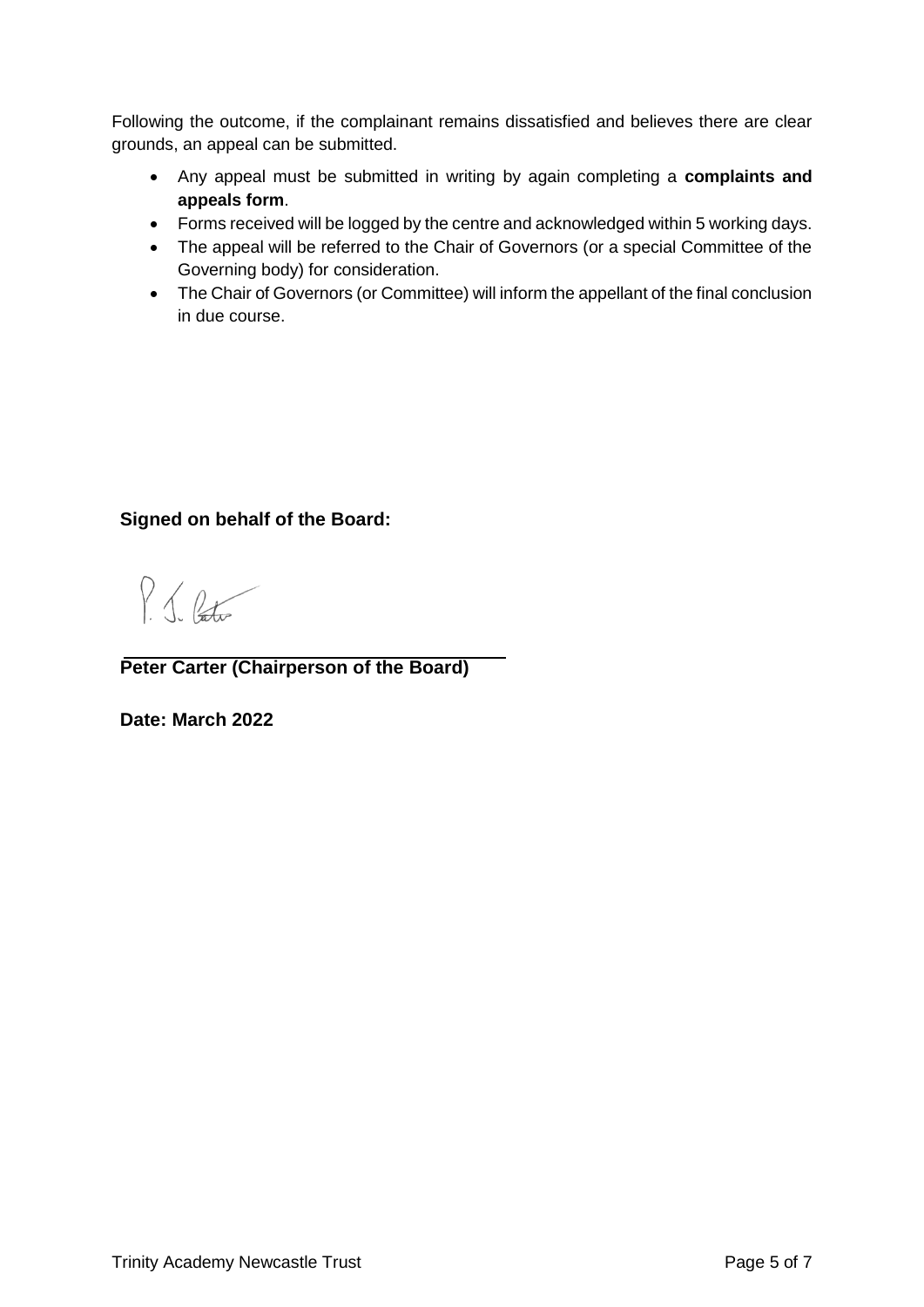Following the outcome, if the complainant remains dissatisfied and believes there are clear grounds, an appeal can be submitted.

- Any appeal must be submitted in writing by again completing a **complaints and appeals form**.
- Forms received will be logged by the centre and acknowledged within 5 working days.
- The appeal will be referred to the Chair of Governors (or a special Committee of the Governing body) for consideration.
- The Chair of Governors (or Committee) will inform the appellant of the final conclusion in due course.

**Signed on behalf of the Board:**

**Peter Carter (Chairperson of the Board)**

**Date: March 2022**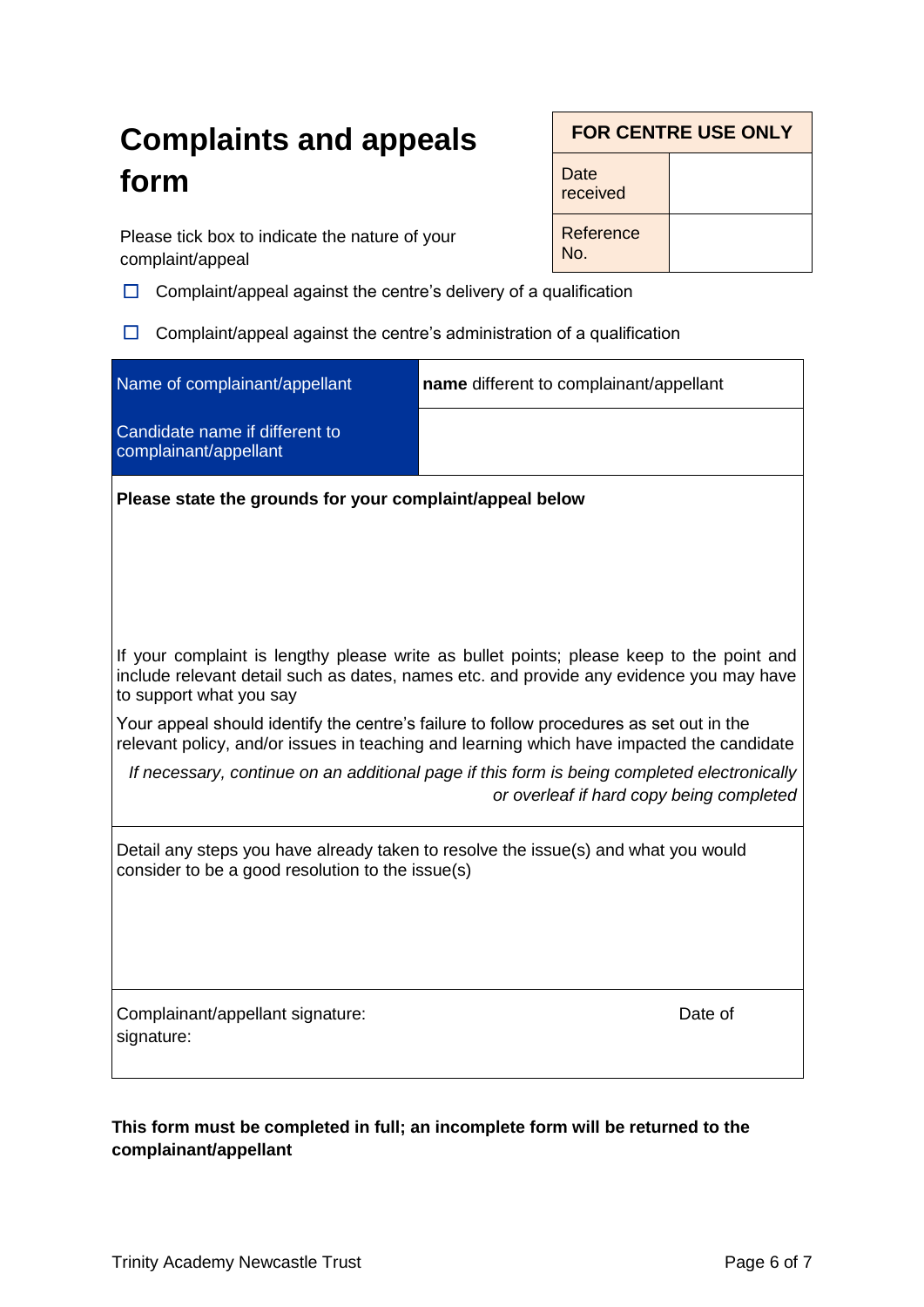# Complaints and appeals form

| FOR CENTRE USE ONLY | |
|---|---|
| Date received | |
| Reference No. | |

Please tick box to indicate the nature of your complaint/appeal

☐ Complaint/appeal against the centre's delivery of a qualification

☐ Complaint/appeal against the centre's administration of a qualification

| Name of complainant/appellant | **name** different to complainant/appellant |
|---|---|
| Candidate name if different to complainant/appellant | |

**Please state the grounds for your complaint/appeal below**

If your complaint is lengthy please write as bullet points; please keep to the point and include relevant detail such as dates, names etc. and provide any evidence you may have to support what you say

Your appeal should identify the centre's failure to follow procedures as set out in the relevant policy, and/or issues in teaching and learning which have impacted the candidate

*If necessary, continue on an additional page if this form is being completed electronically or overleaf if hard copy being completed*

Detail any steps you have already taken to resolve the issue(s) and what you would consider to be a good resolution to the issue(s)

Complainant/appellant signature: Date of signature:

**This form must be completed in full; an incomplete form will be returned to the complainant/appellant**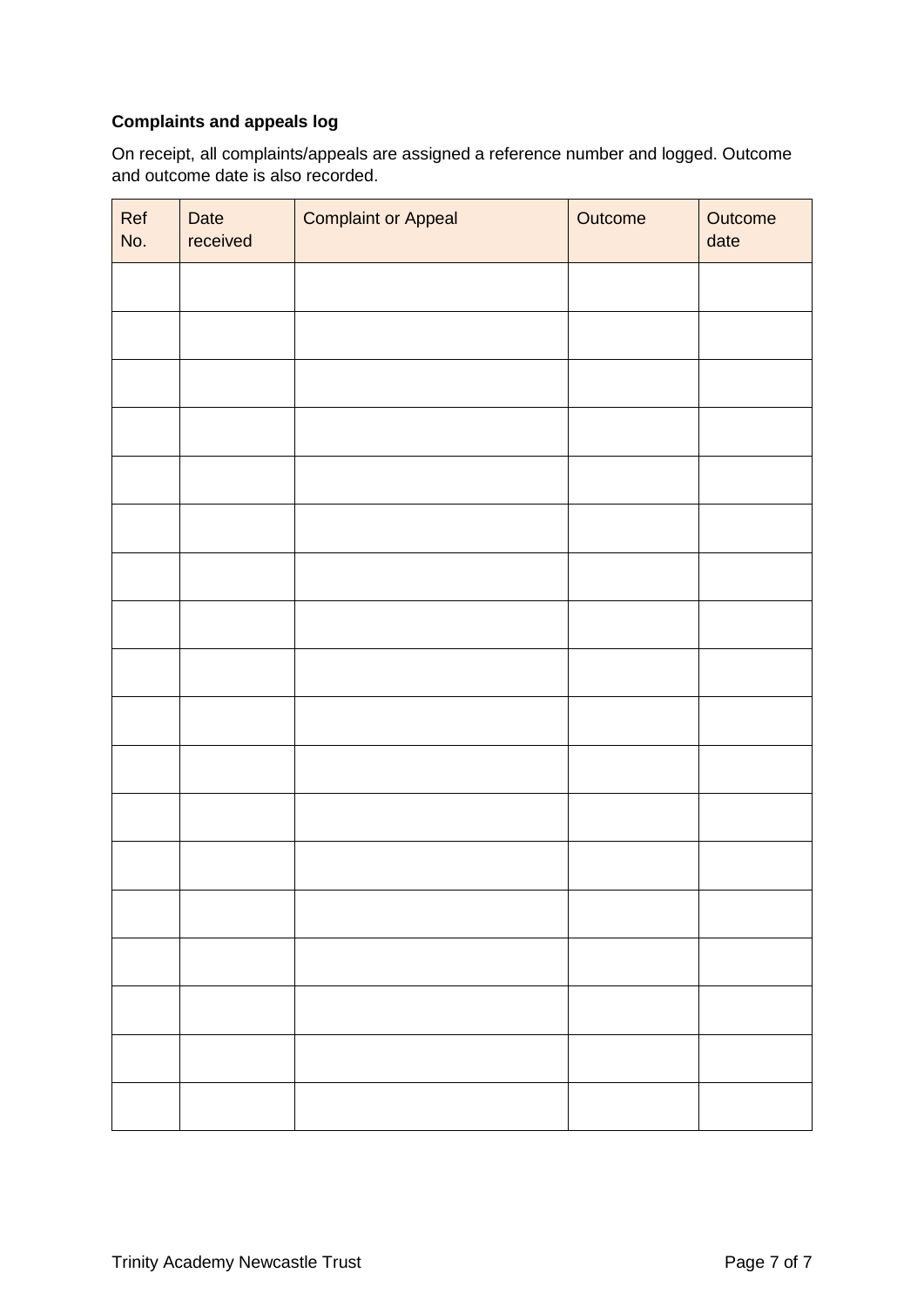**Complaints and appeals log**

On receipt, all complaints/appeals are assigned a reference number and logged. Outcome and outcome date is also recorded.

| Ref No. | Date received | Complaint or Appeal | Outcome | Outcome date |
|---|---|---|---|---|
| | | | | |
| | | | | |
| | | | | |
| | | | | |
| | | | | |
| | | | | |
| | | | | |
| | | | | |
| | | | | |
| | | | | |
| | | | | |
| | | | | |
| | | | | |
| | | | | |
| | | | | |
| | | | | |
| | | | | |
| | | | | |